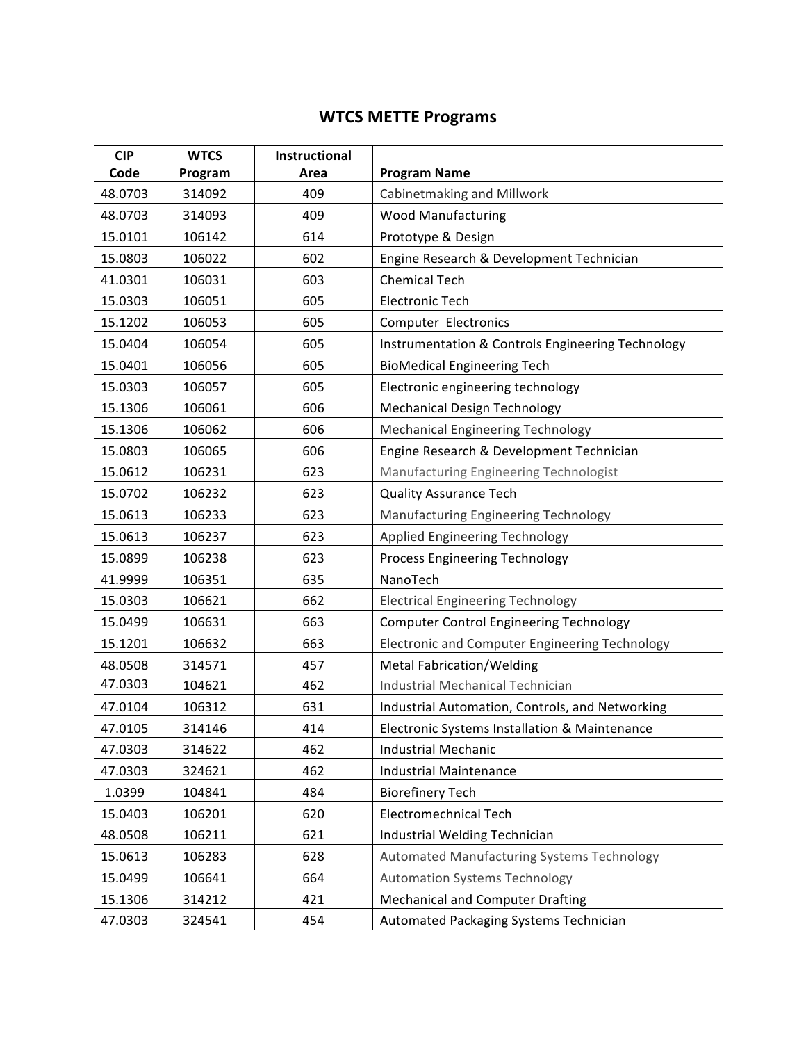| WTCS METTE Programs | | | |
|---|---|---|---|
| CIP Code | WTCS Program | Instructional Area | Program Name |
| 48.0703 | 314092 | 409 | Cabinetmaking and Millwork |
| 48.0703 | 314093 | 409 | Wood Manufacturing |
| 15.0101 | 106142 | 614 | Prototype & Design |
| 15.0803 | 106022 | 602 | Engine Research & Development Technician |
| 41.0301 | 106031 | 603 | Chemical Tech |
| 15.0303 | 106051 | 605 | Electronic Tech |
| 15.1202 | 106053 | 605 | Computer Electronics |
| 15.0404 | 106054 | 605 | Instrumentation & Controls Engineering Technology |
| 15.0401 | 106056 | 605 | BioMedical Engineering Tech |
| 15.0303 | 106057 | 605 | Electronic engineering technology |
| 15.1306 | 106061 | 606 | Mechanical Design Technology |
| 15.1306 | 106062 | 606 | Mechanical Engineering Technology |
| 15.0803 | 106065 | 606 | Engine Research & Development Technician |
| 15.0612 | 106231 | 623 | Manufacturing Engineering Technologist |
| 15.0702 | 106232 | 623 | Quality Assurance Tech |
| 15.0613 | 106233 | 623 | Manufacturing Engineering Technology |
| 15.0613 | 106237 | 623 | Applied Engineering Technology |
| 15.0899 | 106238 | 623 | Process Engineering Technology |
| 41.9999 | 106351 | 635 | NanoTech |
| 15.0303 | 106621 | 662 | Electrical Engineering Technology |
| 15.0499 | 106631 | 663 | Computer Control Engineering Technology |
| 15.1201 | 106632 | 663 | Electronic and Computer Engineering Technology |
| 48.0508 | 314571 | 457 | Metal Fabrication/Welding |
| 47.0303 | 104621 | 462 | Industrial Mechanical Technician |
| 47.0104 | 106312 | 631 | Industrial Automation, Controls, and Networking |
| 47.0105 | 314146 | 414 | Electronic Systems Installation & Maintenance |
| 47.0303 | 314622 | 462 | Industrial Mechanic |
| 47.0303 | 324621 | 462 | Industrial Maintenance |
| 1.0399 | 104841 | 484 | Biorefinery Tech |
| 15.0403 | 106201 | 620 | Electromechanical Tech |
| 48.0508 | 106211 | 621 | Industrial Welding Technician |
| 15.0613 | 106283 | 628 | Automated Manufacturing Systems Technology |
| 15.0499 | 106641 | 664 | Automation Systems Technology |
| 15.1306 | 314212 | 421 | Mechanical and Computer Drafting |
| 47.0303 | 324541 | 454 | Automated Packaging Systems Technician |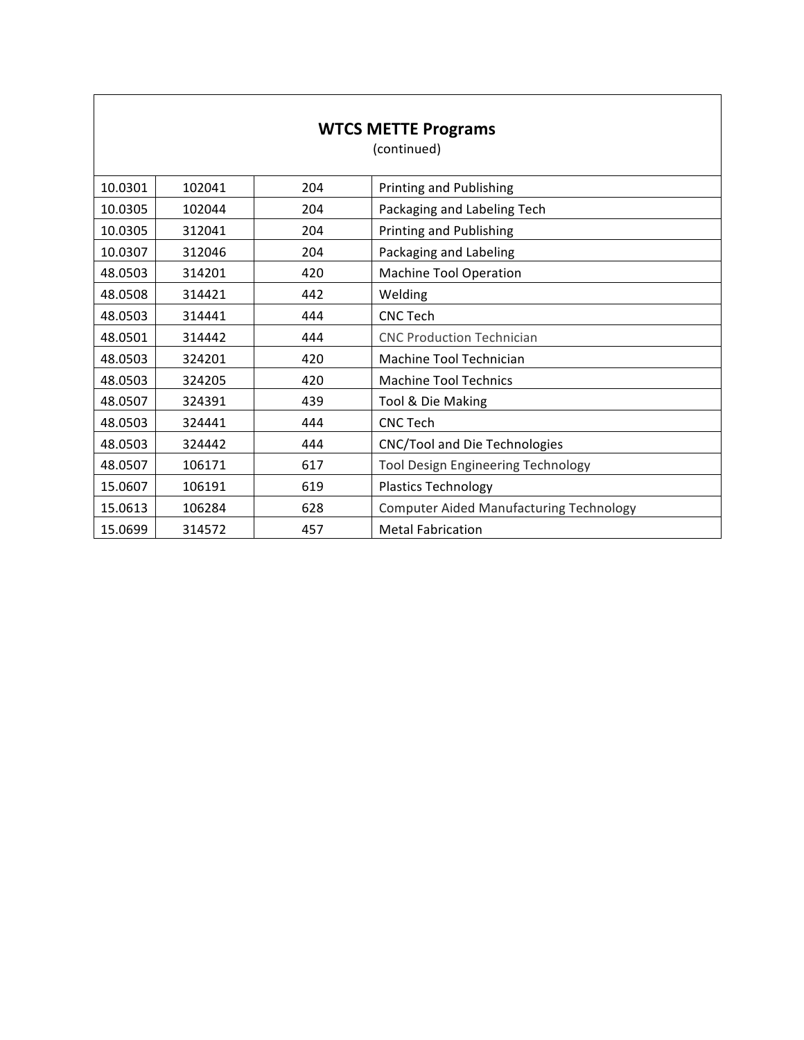## WTCS METTE Programs

(continued)

| | | | |
|---|---|---|---|
| 10.0301 | 102041 | 204 | Printing and Publishing |
| 10.0305 | 102044 | 204 | Packaging and Labeling Tech |
| 10.0305 | 312041 | 204 | Printing and Publishing |
| 10.0307 | 312046 | 204 | Packaging and Labeling |
| 48.0503 | 314201 | 420 | Machine Tool Operation |
| 48.0508 | 314421 | 442 | Welding |
| 48.0503 | 314441 | 444 | CNC Tech |
| 48.0501 | 314442 | 444 | CNC Production Technician |
| 48.0503 | 324201 | 420 | Machine Tool Technician |
| 48.0503 | 324205 | 420 | Machine Tool Technics |
| 48.0507 | 324391 | 439 | Tool & Die Making |
| 48.0503 | 324441 | 444 | CNC Tech |
| 48.0503 | 324442 | 444 | CNC/Tool and Die Technologies |
| 48.0507 | 106171 | 617 | Tool Design Engineering Technology |
| 15.0607 | 106191 | 619 | Plastics Technology |
| 15.0613 | 106284 | 628 | Computer Aided Manufacturing Technology |
| 15.0699 | 314572 | 457 | Metal Fabrication |